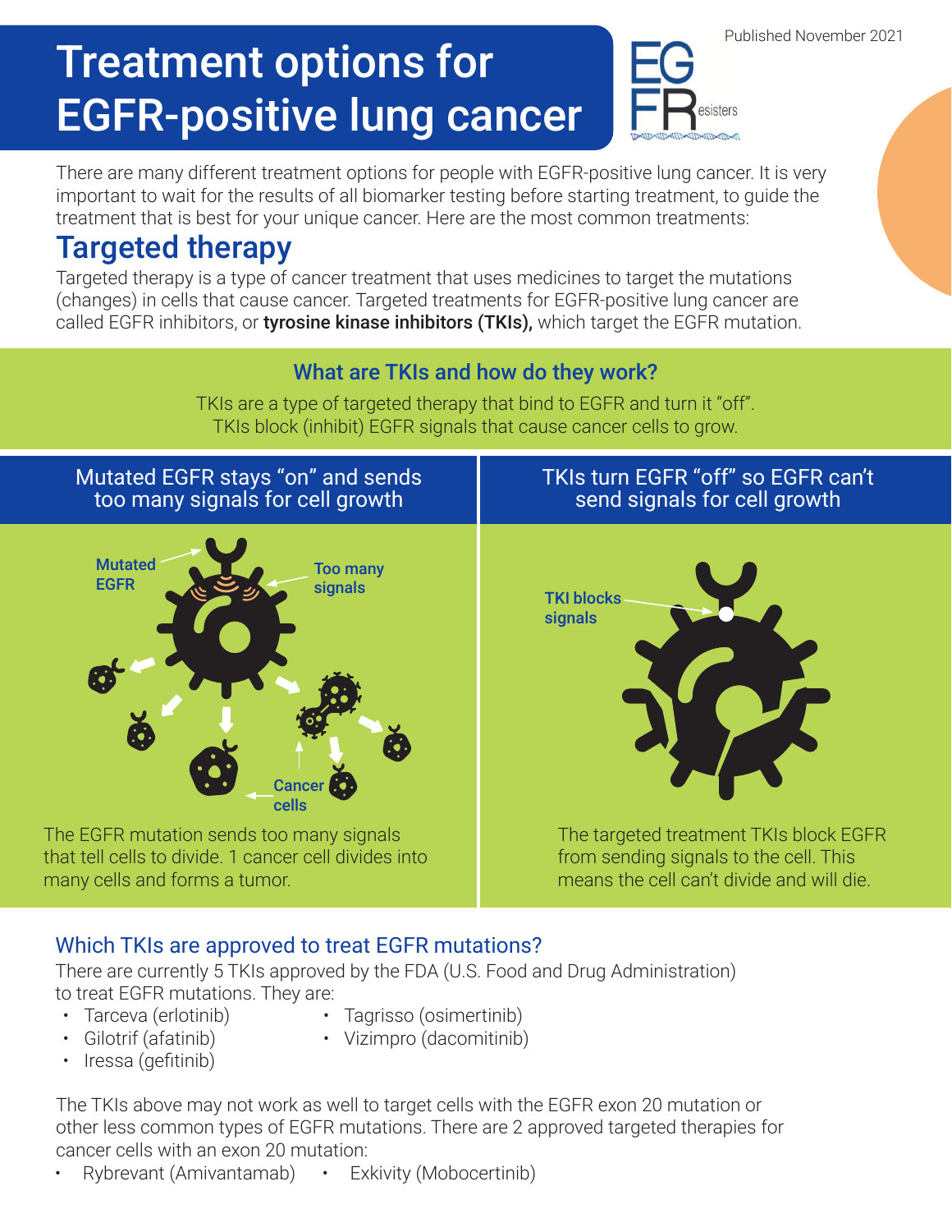Published November 2021

# Treatment options for EGFR-positive lung cancer

There are many different treatment options for people with EGFR-positive lung cancer. It is very important to wait for the results of all biomarker testing before starting treatment, to guide the treatment that is best for your unique cancer. Here are the most common treatments:

## Targeted therapy

Targeted therapy is a type of cancer treatment that uses medicines to target the mutations (changes) in cells that cause cancer. Targeted treatments for EGFR-positive lung cancer are called EGFR inhibitors, or **tyrosine kinase inhibitors (TKIs),** which target the EGFR mutation.

### What are TKIs and how do they work?

TKIs are a type of targeted therapy that bind to EGFR and turn it "off". TKIs block (inhibit) EGFR signals that cause cancer cells to grow.

#### Mutated EGFR stays "on" and sends too many signals for cell growth

Mutated EGFR

Too many signals

Cancer cells

The EGFR mutation sends too many signals that tell cells to divide. 1 cancer cell divides into many cells and forms a tumor.

#### TKIs turn EGFR "off" so EGFR can't send signals for cell growth

TKI blocks signals

The targeted treatment TKIs block EGFR from sending signals to the cell. This means the cell can't divide and will die.

### Which TKIs are approved to treat EGFR mutations?

There are currently 5 TKIs approved by the FDA (U.S. Food and Drug Administration) to treat EGFR mutations. They are:

- Tarceva (erlotinib)
- Gilotrif (afatinib)
- Iressa (gefitinib)
- Tagrisso (osimertinib)
- Vizimpro (dacomitinib)

The TKIs above may not work as well to target cells with the EGFR exon 20 mutation or other less common types of EGFR mutations. There are 2 approved targeted therapies for cancer cells with an exon 20 mutation:

- Rybrevant (Amivantamab)
- Exkivity (Mobocertinib)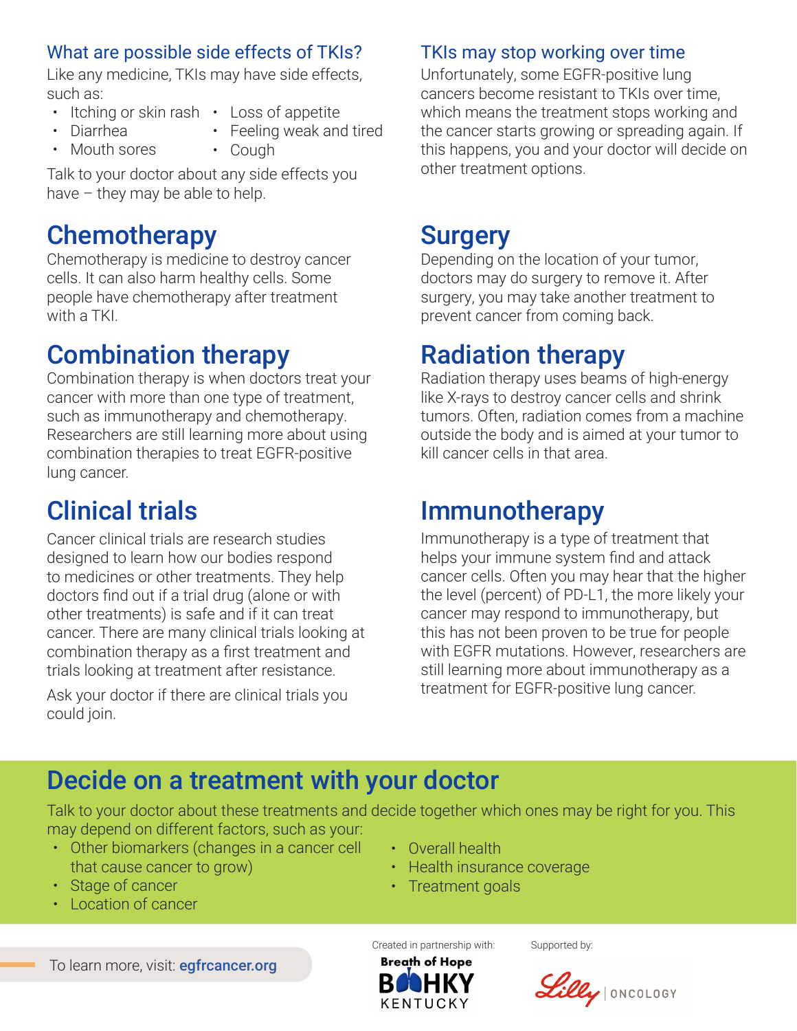### What are possible side effects of TKIs?

Like any medicine, TKIs may have side effects, such as:

- Itching or skin rash
- Diarrhea
- Mouth sores
- Loss of appetite
- Feeling weak and tired
- Cough

Talk to your doctor about any side effects you have – they may be able to help.

### TKIs may stop working over time

Unfortunately, some EGFR-positive lung cancers become resistant to TKIs over time, which means the treatment stops working and the cancer starts growing or spreading again. If this happens, you and your doctor will decide on other treatment options.

## Chemotherapy

Chemotherapy is medicine to destroy cancer cells. It can also harm healthy cells. Some people have chemotherapy after treatment with a TKI.

## Combination therapy

Combination therapy is when doctors treat your cancer with more than one type of treatment, such as immunotherapy and chemotherapy. Researchers are still learning more about using combination therapies to treat EGFR-positive lung cancer.

## Clinical trials

Cancer clinical trials are research studies designed to learn how our bodies respond to medicines or other treatments. They help doctors find out if a trial drug (alone or with other treatments) is safe and if it can treat cancer. There are many clinical trials looking at combination therapy as a first treatment and trials looking at treatment after resistance.

Ask your doctor if there are clinical trials you could join.

## Surgery

Depending on the location of your tumor, doctors may do surgery to remove it. After surgery, you may take another treatment to prevent cancer from coming back.

## Radiation therapy

Radiation therapy uses beams of high-energy like X-rays to destroy cancer cells and shrink tumors. Often, radiation comes from a machine outside the body and is aimed at your tumor to kill cancer cells in that area.

## Immunotherapy

Immunotherapy is a type of treatment that helps your immune system find and attack cancer cells. Often you may hear that the higher the level (percent) of PD-L1, the more likely your cancer may respond to immunotherapy, but this has not been proven to be true for people with EGFR mutations. However, researchers are still learning more about immunotherapy as a treatment for EGFR-positive lung cancer.

## Decide on a treatment with your doctor

Talk to your doctor about these treatments and decide together which ones may be right for you. This may depend on different factors, such as your:

- Other biomarkers (changes in a cancer cell that cause cancer to grow)
- Stage of cancer
- Location of cancer
- Overall health
- Health insurance coverage
- Treatment goals

To learn more, visit: **egfrcancer.org**

Created in partnership with: Breath of Hope BOHKY KENTUCKY

Supported by: Lilly | ONCOLOGY